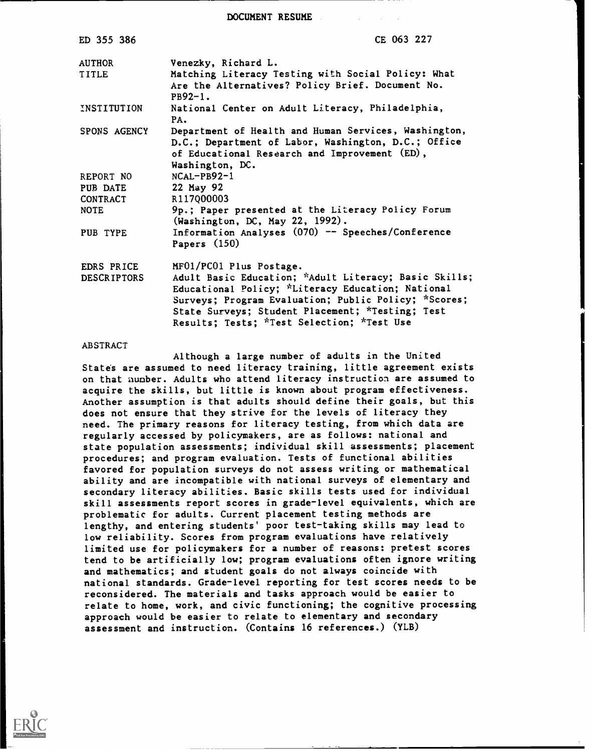# DOCUMENT RESUME

| | |
|---|---|
| ED 355 386 | CE 063 227 |
| AUTHOR | Venezky, Richard L. |
| TITLE | Matching Literacy Testing with Social Policy: What Are the Alternatives? Policy Brief. Document No. PB92-1. |
| INSTITUTION | National Center on Adult Literacy, Philadelphia, PA. |
| SPONS AGENCY | Department of Health and Human Services, Washington, D.C.; Department of Labor, Washington, D.C.; Office of Educational Research and Improvement (ED), Washington, DC. |
| REPORT NO | NCAL-PB92-1 |
| PUB DATE | 22 May 92 |
| CONTRACT | R117Q00003 |
| NOTE | 9p.; Paper presented at the Literacy Policy Forum (Washington, DC, May 22, 1992). |
| PUB TYPE | Information Analyses (070) -- Speeches/Conference Papers (150) |
| EDRS PRICE | MF01/PC01 Plus Postage. |
| DESCRIPTORS | Adult Basic Education; *Adult Literacy; Basic Skills; Educational Policy; *Literacy Education; National Surveys; Program Evaluation; Public Policy; *Scores; State Surveys; Student Placement; *Testing; Test Results; Tests; *Test Selection; *Test Use |

## ABSTRACT

Although a large number of adults in the United States are assumed to need literacy training, little agreement exists on that number. Adults who attend literacy instruction are assumed to acquire the skills, but little is known about program effectiveness. Another assumption is that adults should define their goals, but this does not ensure that they strive for the levels of literacy they need. The primary reasons for literacy testing, from which data are regularly accessed by policymakers, are as follows: national and state population assessments; individual skill assessments; placement procedures; and program evaluation. Tests of functional abilities favored for population surveys do not assess writing or mathematical ability and are incompatible with national surveys of elementary and secondary literacy abilities. Basic skills tests used for individual skill assessments report scores in grade-level equivalents, which are problematic for adults. Current placement testing methods are lengthy, and entering students' poor test-taking skills may lead to low reliability. Scores from program evaluations have relatively limited use for policymakers for a number of reasons: pretest scores tend to be artificially low; program evaluations often ignore writing and mathematics; and student goals do not always coincide with national standards. Grade-level reporting for test scores needs to be reconsidered. The materials and tasks approach would be easier to relate to home, work, and civic functioning; the cognitive processing approach would be easier to relate to elementary and secondary assessment and instruction. (Contains 16 references.) (YLB)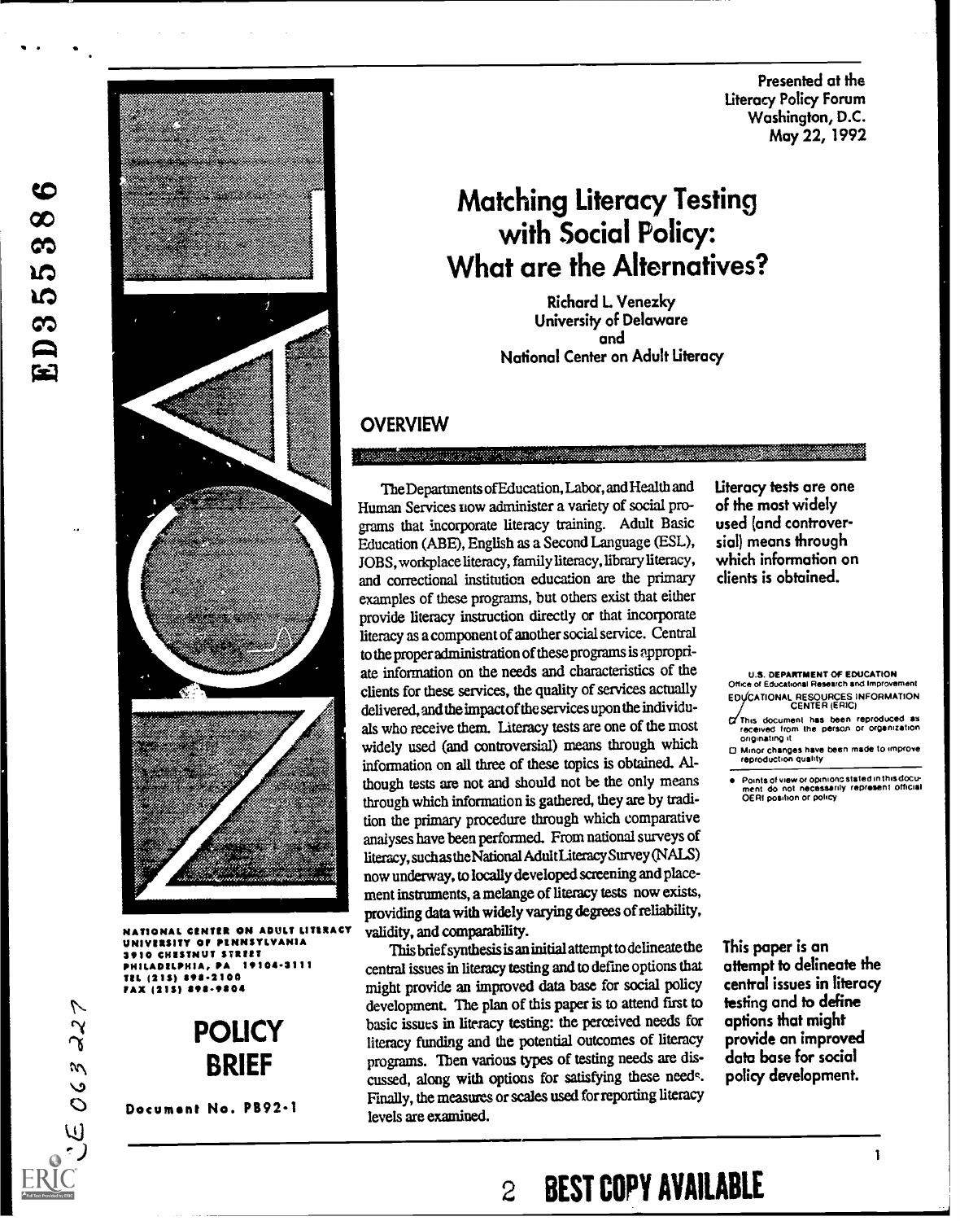Presented at the Literacy Policy Forum
Washington, D.C.
May 22, 1992

# Matching Literacy Testing with Social Policy: What are the Alternatives?

Richard L. Venezky
University of Delaware
and
National Center on Adult Literacy

## OVERVIEW

The Departments of Education, Labor, and Health and Human Services now administer a variety of social programs that incorporate literacy training. Adult Basic Education (ABE), English as a Second Language (ESL), JOBS, workplace literacy, family literacy, library literacy, and correctional institution education are the primary examples of these programs, but others exist that either provide literacy instruction directly or that incorporate literacy as a component of another social service. Central to the proper administration of these programs is appropriate information on the needs and characteristics of the clients for these services, the quality of services actually delivered, and the impact of the services upon the individuals who receive them. Literacy tests are one of the most widely used (and controversial) means through which information on all three of these topics is obtained. Although tests are not and should not be the only means through which information is gathered, they are by tradition the primary procedure through which comparative analyses have been performed. From national surveys of literacy, such as the National Adult Literacy Survey (NALS) now underway, to locally developed screening and placement instruments, a melange of literacy tests now exists, providing data with widely varying degrees of reliability, validity, and comparability.

**Literacy tests are one of the most widely used (and controversial) means through which information on clients is obtained.**

This brief synthesis is an initial attempt to delineate the central issues in literacy testing and to define options that might provide an improved data base for social policy development. The plan of this paper is to attend first to basic issues in literacy testing: the perceived needs for literacy funding and the potential outcomes of literacy programs. Then various types of testing needs are discussed, along with options for satisfying these needs. Finally, the measures or scales used for reporting literacy levels are examined.

**This paper is an attempt to delineate the central issues in literacy testing and to define options that might provide an improved data base for social policy development.**

U.S. DEPARTMENT OF EDUCATION
Office of Educational Research and Improvement
EDUCATIONAL RESOURCES INFORMATION CENTER (ERIC)

- This document has been reproduced as received from the person or organization originating it
- Minor changes have been made to improve reproduction quality
- Points of view or opinions stated in this document do not necessarily represent official OERI position or policy

NATIONAL CENTER ON ADULT LITERACY
UNIVERSITY OF PENNSYLVANIA
3910 CHESTNUT STREET
PHILADELPHIA, PA 19104-3111
TEL (215) 898-2100
FAX (215) 898-9804

**POLICY BRIEF**

Document No. PB92-1

ED355386

CE 063 227

BEST COPY AVAILABLE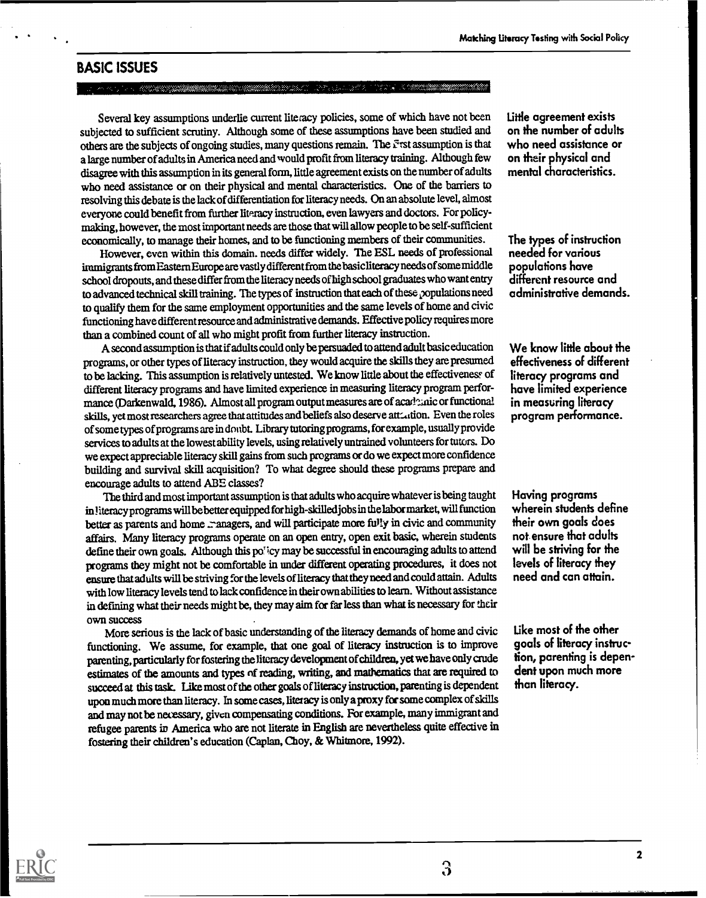## BASIC ISSUES

Several key assumptions underlie current literacy policies, some of which have not been subjected to sufficient scrutiny. Although some of these assumptions have been studied and others are the subjects of ongoing studies, many questions remain. The first assumption is that a large number of adults in America need and would profit from literacy training. Although few disagree with this assumption in its general form, little agreement exists on the number of adults who need assistance or on their physical and mental characteristics. One of the barriers to resolving this debate is the lack of differentiation for literacy needs. On an absolute level, almost everyone could benefit from further literacy instruction, even lawyers and doctors. For policy-making, however, the most important needs are those that will allow people to be self-sufficient economically, to manage their homes, and to be functioning members of their communities.

**Little agreement exists on the number of adults who need assistance or on their physical and mental characteristics.**

However, even within this domain. needs differ widely. The ESL needs of professional immigrants from Eastern Europe are vastly different from the basic literacy needs of some middle school dropouts, and these differ from the literacy needs of high school graduates who want entry to advanced technical skill training. The types of instruction that each of these populations need to qualify them for the same employment opportunities and the same levels of home and civic functioning have different resource and administrative demands. Effective policy requires more than a combined count of all who might profit from further literacy instruction.

**The types of instruction needed for various populations have different resource and administrative demands.**

A second assumption is that if adults could only be persuaded to attend adult basic education programs, or other types of literacy instruction, they would acquire the skills they are presumed to be lacking. This assumption is relatively untested. We know little about the effectiveness of different literacy programs and have limited experience in measuring literacy program performance (Darkenwald, 1986). Almost all program output measures are of academic or functional skills, yet most researchers agree that attitudes and beliefs also deserve attention. Even the roles of some types of programs are in doubt. Library tutoring programs, for example, usually provide services to adults at the lowest ability levels, using relatively untrained volunteers for tutors. Do we expect appreciable literacy skill gains from such programs or do we expect more confidence building and survival skill acquisition? To what degree should these programs prepare and encourage adults to attend ABE classes?

**We know little about the effectiveness of different literacy programs and have limited experience in measuring literacy program performance.**

The third and most important assumption is that adults who acquire whatever is being taught in literacy programs will be better equipped for high-skilled jobs in the labor market, will function better as parents and home managers, and will participate more fully in civic and community affairs. Many literacy programs operate on an open entry, open exit basic, wherein students define their own goals. Although this policy may be successful in encouraging adults to attend programs they might not be comfortable in under different operating procedures, it does not ensure that adults will be striving for the levels of literacy that they need and could attain. Adults with low literacy levels tend to lack confidence in their own abilities to learn. Without assistance in defining what their needs might be, they may aim for far less than what is necessary for their own success

**Having programs wherein students define their own goals does not ensure that adults will be striving for the levels of literacy they need and can attain.**

More serious is the lack of basic understanding of the literacy demands of home and civic functioning. We assume, for example, that one goal of literacy instruction is to improve parenting, particularly for fostering the literacy development of children, yet we have only crude estimates of the amounts and types of reading, writing, and mathematics that are required to succeed at this task. Like most of the other goals of literacy instruction, parenting is dependent upon much more than literacy. In some cases, literacy is only a proxy for some complex of skills and may not be necessary, given compensating conditions. For example, many immigrant and refugee parents in America who are not literate in English are nevertheless quite effective in fostering their children's education (Caplan, Choy, & Whitmore, 1992).

**Like most of the other goals of literacy instruction, parenting is dependent upon much more than literacy.**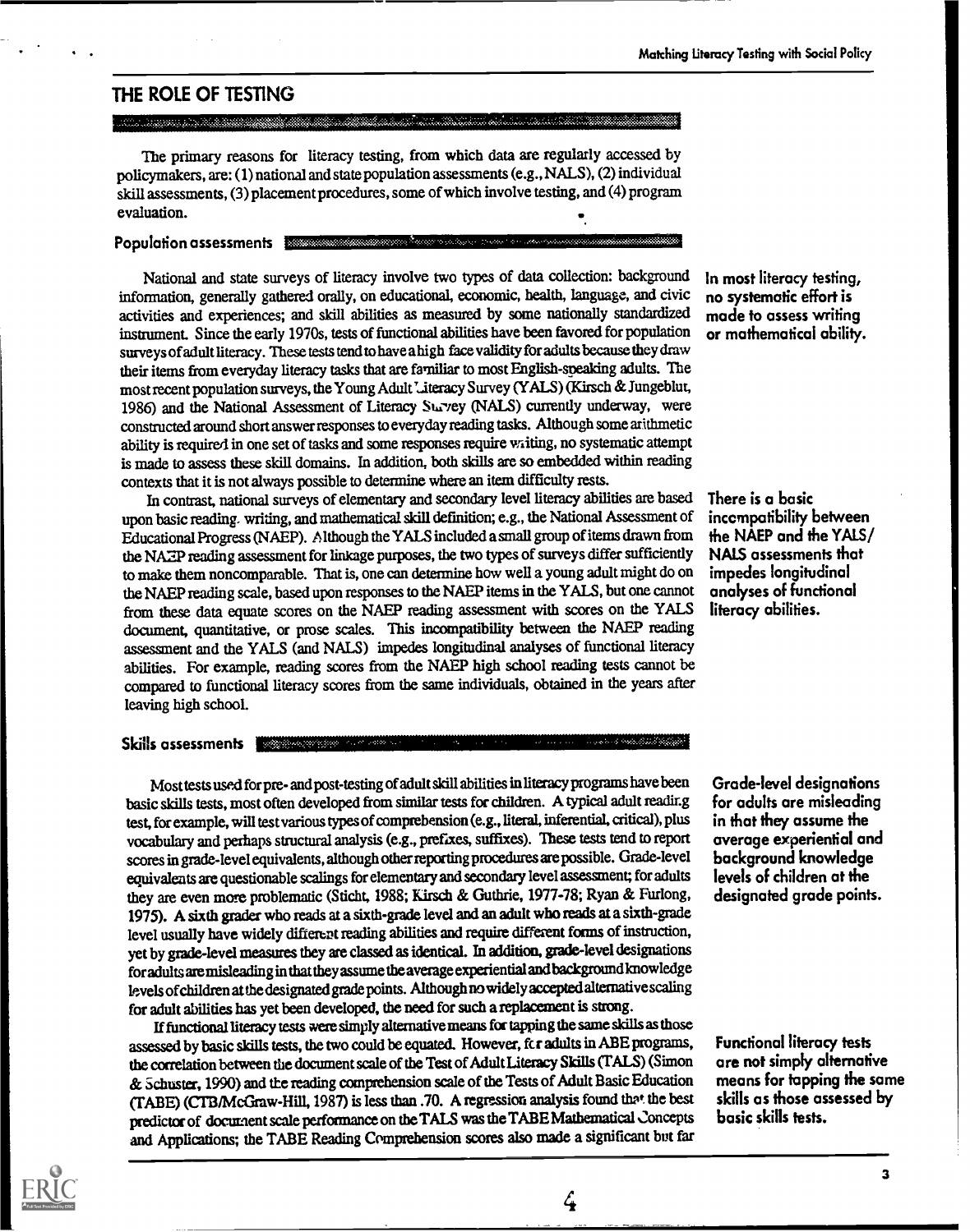## THE ROLE OF TESTING

The primary reasons for literacy testing, from which data are regularly accessed by policymakers, are: (1) national and state population assessments (e.g., NALS), (2) individual skill assessments, (3) placement procedures, some of which involve testing, and (4) program evaluation.

### Population assessments

National and state surveys of literacy involve two types of data collection: background information, generally gathered orally, on educational, economic, health, language, and civic activities and experiences; and skill abilities as measured by some nationally standardized instrument. Since the early 1970s, tests of functional abilities have been favored for population surveys of adult literacy. These tests tend to have a high face validity for adults because they draw their items from everyday literacy tasks that are familiar to most English-speaking adults. The most recent population surveys, the Young Adult Literacy Survey (YALS) (Kirsch & Jungeblut, 1986) and the National Assessment of Literacy Survey (NALS) currently underway, were constructed around short answer responses to everyday reading tasks. Although some arithmetic ability is required in one set of tasks and some responses require writing, no systematic attempt is made to assess these skill domains. In addition, both skills are so embedded within reading contexts that it is not always possible to determine where an item difficulty rests.

**In most literacy testing, no systematic effort is made to assess writing or mathematical ability.**

In contrast, national surveys of elementary and secondary level literacy abilities are based upon basic reading, writing, and mathematical skill definition; e.g., the National Assessment of Educational Progress (NAEP). Although the YALS included a small group of items drawn from the NAEP reading assessment for linkage purposes, the two types of surveys differ sufficiently to make them noncomparable. That is, one can determine how well a young adult might do on the NAEP reading scale, based upon responses to the NAEP items in the YALS, but one cannot from these data equate scores on the NAEP reading assessment with scores on the YALS document, quantitative, or prose scales. This incompatibility between the NAEP reading assessment and the YALS (and NALS) impedes longitudinal analyses of functional literacy abilities. For example, reading scores from the NAEP high school reading tests cannot be compared to functional literacy scores from the same individuals, obtained in the years after leaving high school.

**There is a basic incompatibility between the NAEP and the YALS/NALS assessments that impedes longitudinal analyses of functional literacy abilities.**

### Skills assessments

Most tests used for pre- and post-testing of adult skill abilities in literacy programs have been basic skills tests, most often developed from similar tests for children. A typical adult reading test, for example, will test various types of comprehension (e.g., literal, inferential, critical), plus vocabulary and perhaps structural analysis (e.g., prefixes, suffixes). These tests tend to report scores in grade-level equivalents, although other reporting procedures are possible. Grade-level equivalents are questionable scalings for elementary and secondary level assessment; for adults they are even more problematic (Sticht, 1988; Kirsch & Guthrie, 1977-78; Ryan & Furlong, 1975). A sixth grader who reads at a sixth-grade level and an adult who reads at a sixth-grade level usually have widely different reading abilities and require different forms of instruction, yet by grade-level measures they are classed as identical. In addition, grade-level designations for adults are misleading in that they assume the average experiential and background knowledge levels of children at the designated grade points. Although no widely accepted alternative scaling for adult abilities has yet been developed, the need for such a replacement is strong.

**Grade-level designations for adults are misleading in that they assume the average experiential and background knowledge levels of children at the designated grade points.**

If functional literacy tests were simply alternative means for tapping the same skills as those assessed by basic skills tests, the two could be equated. However, for adults in ABE programs, the correlation between the document scale of the Test of Adult Literacy Skills (TALS) (Simon & Schuster, 1990) and the reading comprehension scale of the Tests of Adult Basic Education (TABE) (CTB/McGraw-Hill, 1987) is less than .70. A regression analysis found that the best predictor of document scale performance on the TALS was the TABE Mathematical Concepts and Applications; the TABE Reading Comprehension scores also made a significant but far

**Functional literacy tests are not simply alternative means for tapping the same skills as those assessed by basic skills tests.**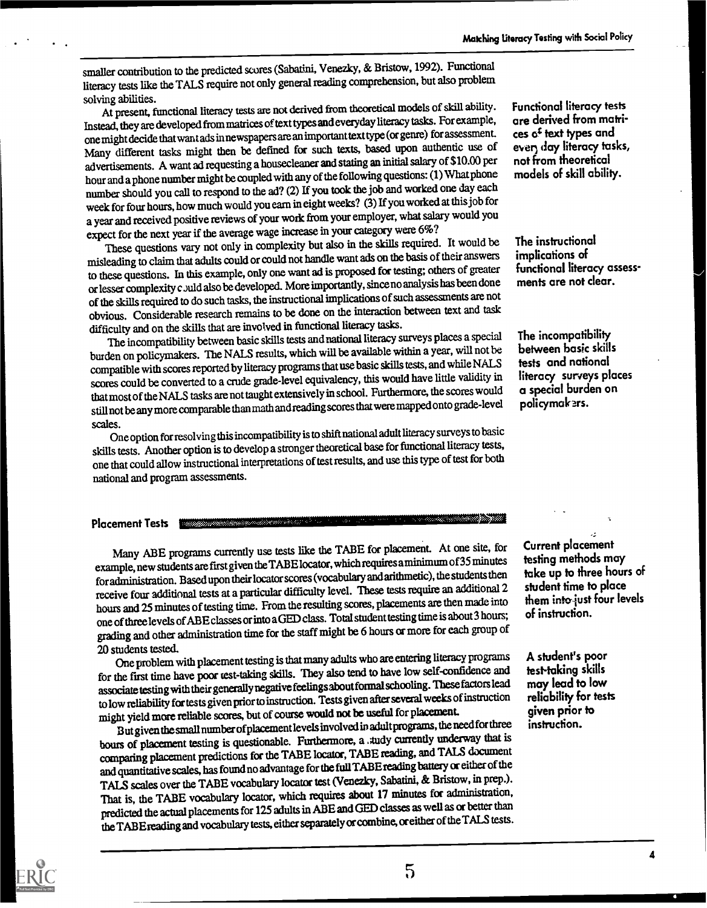smaller contribution to the predicted scores (Sabatini, Venezky, & Bristow, 1992). Functional literacy tests like the TALS require not only general reading comprehension, but also problem solving abilities.

At present, functional literacy tests are not derived from theoretical models of skill ability. Instead, they are developed from matrices of text types and everyday literacy tasks. For example, one might decide that want ads in newspapers are an important text type (or genre) for assessment. Many different tasks might then be defined for such texts, based upon authentic use of advertisements. A want ad requesting a housecleaner and stating an initial salary of $10.00 per hour and a phone number might be coupled with any of the following questions: (1) What phone number should you call to respond to the ad? (2) If you took the job and worked one day each week for four hours, how much would you earn in eight weeks? (3) If you worked at this job for a year and received positive reviews of your work from your employer, what salary would you expect for the next year if the average wage increase in your category were 6%?

> Functional literacy tests are derived from matrices of text types and every day literacy tasks, not from theoretical models of skill ability.

These questions vary not only in complexity but also in the skills required. It would be misleading to claim that adults could or could not handle want ads on the basis of their answers to these questions. In this example, only one want ad is proposed for testing; others of greater or lesser complexity could also be developed. More importantly, since no analysis has been done of the skills required to do such tasks, the instructional implications of such assessments are not obvious. Considerable research remains to be done on the interaction between text and task difficulty and on the skills that are involved in functional literacy tasks.

> The instructional implications of functional literacy assessments are not clear.

The incompatibility between basic skills tests and national literacy surveys places a special burden on policymakers. The NALS results, which will be available within a year, will not be compatible with scores reported by literacy programs that use basic skills tests, and while NALS scores could be converted to a crude grade-level equivalency, this would have little validity in that most of the NALS tasks are not taught extensively in school. Furthermore, the scores would still not be any more comparable than math and reading scores that were mapped onto grade-level scales.

> The incompatibility between basic skills tests and national literacy surveys places a special burden on policymakers.

One option for resolving this incompatibility is to shift national adult literacy surveys to basic skills tests. Another option is to develop a stronger theoretical base for functional literacy tests, one that could allow instructional interpretations of test results, and use this type of test for both national and program assessments.

## Placement Tests

Many ABE programs currently use tests like the TABE for placement. At one site, for example, new students are first given the TABE locator, which requires a minimum of 35 minutes for administration. Based upon their locator scores (vocabulary and arithmetic), the students then receive four additional tests at a particular difficulty level. These tests require an additional 2 hours and 25 minutes of testing time. From the resulting scores, placements are then made into one of three levels of ABE classes or into a GED class. Total student testing time is about 3 hours; grading and other administration time for the staff might be 6 hours or more for each group of 20 students tested.

> Current placement testing methods may take up to three hours of student time to place them into just four levels of instruction.

One problem with placement testing is that many adults who are entering literacy programs for the first time have poor test-taking skills. They also tend to have low self-confidence and associate testing with their generally negative feelings about formal schooling. These factors lead to low reliability for tests given prior to instruction. Tests given after several weeks of instruction might yield more reliable scores, but of course would not be useful for placement.

> A student's poor test-taking skills may lead to low reliability for tests given prior to instruction.

But given the small number of placement levels involved in adult programs, the need for three hours of placement testing is questionable. Furthermore, a study currently underway that is comparing placement predictions for the TABE locator, TABE reading, and TALS document and quantitative scales, has found no advantage for the full TABE reading battery or either of the TALS scales over the TABE vocabulary locator test (Venezky, Sabatini, & Bristow, in prep.). That is, the TABE vocabulary locator, which requires about 17 minutes for administration, predicted the actual placements for 125 adults in ABE and GED classes as well as or better than the TABE reading and vocabulary tests, either separately or combine, or either of the TALS tests.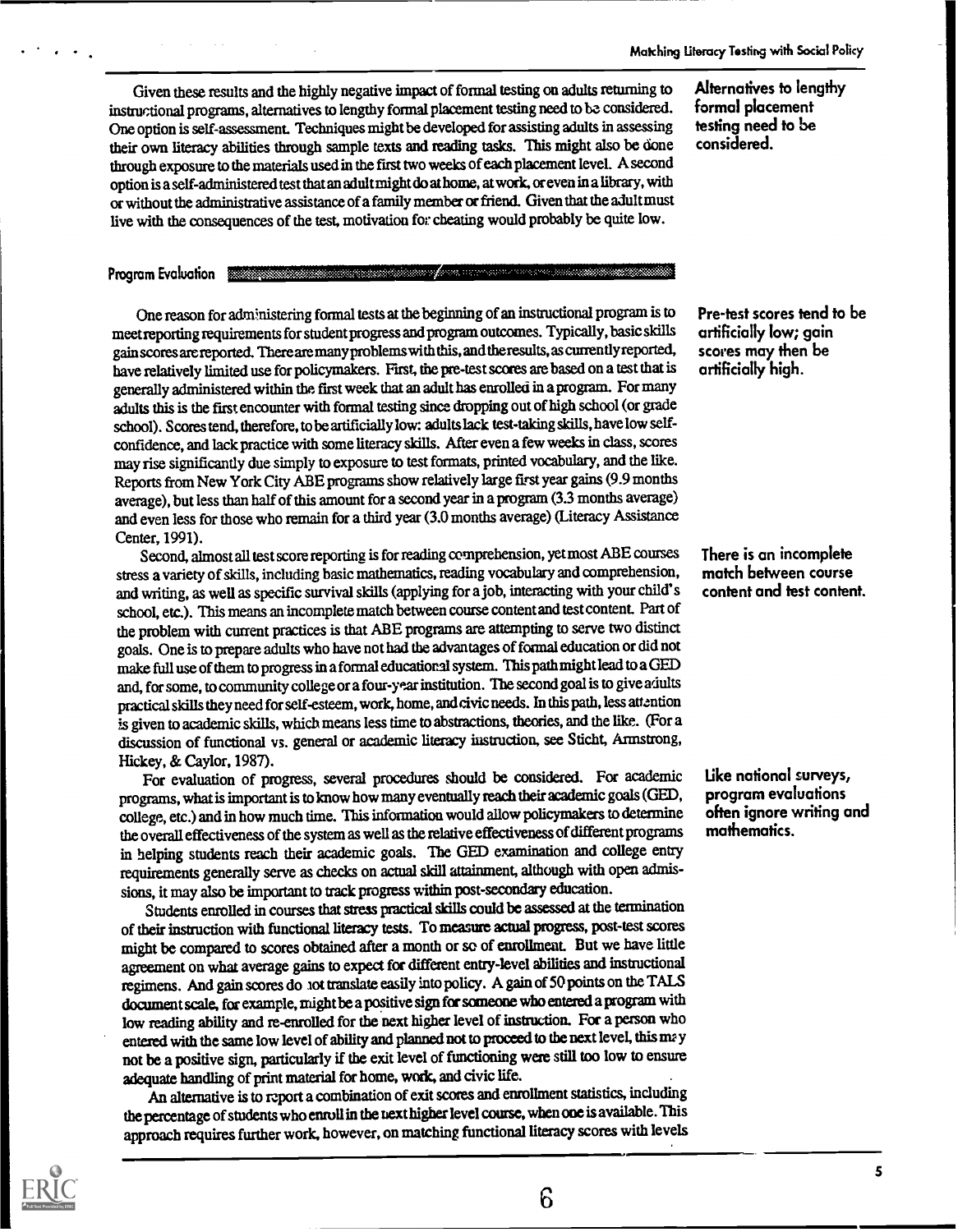Given these results and the highly negative impact of formal testing on adults returning to instructional programs, alternatives to lengthy formal placement testing need to be considered. One option is self-assessment. Techniques might be developed for assisting adults in assessing their own literacy abilities through sample texts and reading tasks. This might also be done through exposure to the materials used in the first two weeks of each placement level. A second option is a self-administered test that an adult might do at home, at work, or even in a library, with or without the administrative assistance of a family member or friend. Given that the adult must live with the consequences of the test, motivation for cheating would probably be quite low.

**Alternatives to lengthy formal placement testing need to be considered.**

## Program Evaluation

One reason for administering formal tests at the beginning of an instructional program is to meet reporting requirements for student progress and program outcomes. Typically, basic skills gain scores are reported. There are many problems with this, and the results, as currently reported, have relatively limited use for policymakers. First, the pre-test scores are based on a test that is generally administered within the first week that an adult has enrolled in a program. For many adults this is the first encounter with formal testing since dropping out of high school (or grade school). Scores tend, therefore, to be artificially low: adults lack test-taking skills, have low self-confidence, and lack practice with some literacy skills. After even a few weeks in class, scores may rise significantly due simply to exposure to test formats, printed vocabulary, and the like. Reports from New York City ABE programs show relatively large first year gains (9.9 months average), but less than half of this amount for a second year in a program (3.3 months average) and even less for those who remain for a third year (3.0 months average) (Literacy Assistance Center, 1991).

**Pre-test scores tend to be artificially low; gain scores may then be artificially high.**

Second, almost all test score reporting is for reading comprehension, yet most ABE courses stress a variety of skills, including basic mathematics, reading vocabulary and comprehension, and writing, as well as specific survival skills (applying for a job, interacting with your child's school, etc.). This means an incomplete match between course content and test content. Part of the problem with current practices is that ABE programs are attempting to serve two distinct goals. One is to prepare adults who have not had the advantages of formal education or did not make full use of them to progress in a formal educational system. This path might lead to a GED and, for some, to community college or a four-year institution. The second goal is to give adults practical skills they need for self-esteem, work, home, and civic needs. In this path, less attention is given to academic skills, which means less time to abstractions, theories, and the like. (For a discussion of functional vs. general or academic literacy instruction, see Sticht, Armstrong, Hickey, & Caylor, 1987).

**There is an incomplete match between course content and test content.**

For evaluation of progress, several procedures should be considered. For academic programs, what is important is to know how many eventually reach their academic goals (GED, college, etc.) and in how much time. This information would allow policymakers to determine the overall effectiveness of the system as well as the relative effectiveness of different programs in helping students reach their academic goals. The GED examination and college entry requirements generally serve as checks on actual skill attainment, although with open admissions, it may also be important to track progress within post-secondary education.

**Like national surveys, program evaluations often ignore writing and mathematics.**

Students enrolled in courses that stress practical skills could be assessed at the termination of their instruction with functional literacy tests. To measure actual progress, post-test scores might be compared to scores obtained after a month or so of enrollment. But we have little agreement on what average gains to expect for different entry-level abilities and instructional regimens. And gain scores do not translate easily into policy. A gain of 50 points on the TALS document scale, for example, might be a positive sign for someone who entered a program with low reading ability and re-enrolled for the next higher level of instruction. For a person who entered with the same low level of ability and planned not to proceed to the next level, this may not be a positive sign, particularly if the exit level of functioning were still too low to ensure adequate handling of print material for home, work, and civic life.

An alternative is to report a combination of exit scores and enrollment statistics, including the percentage of students who enroll in the next higher level course, when one is available. This approach requires further work, however, on matching functional literacy scores with levels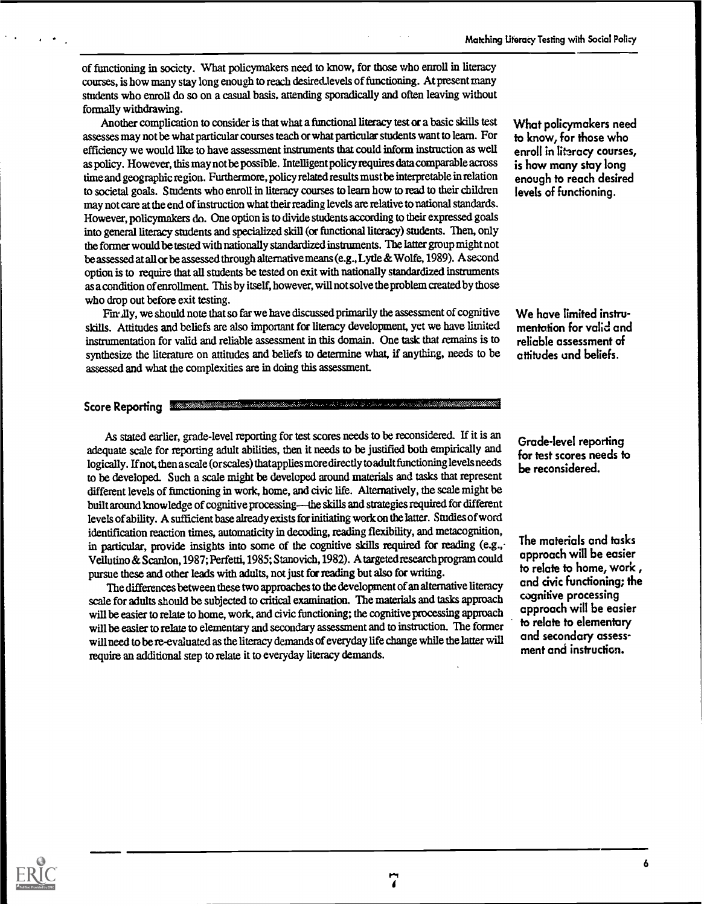of functioning in society. What policymakers need to know, for those who enroll in literacy courses, is how many stay long enough to reach desired levels of functioning. At present many students who enroll do so on a casual basis, attending sporadically and often leaving without formally withdrawing.

Another complication to consider is that what a functional literacy test or a basic skills test assesses may not be what particular courses teach or what particular students want to learn. For efficiency we would like to have assessment instruments that could inform instruction as well as policy. However, this may not be possible. Intelligent policy requires data comparable across time and geographic region. Furthermore, policy related results must be interpretable in relation to societal goals. Students who enroll in literacy courses to learn how to read to their children may not care at the end of instruction what their reading levels are relative to national standards. However, policymakers do. One option is to divide students according to their expressed goals into general literacy students and specialized skill (or functional literacy) students. Then, only the former would be tested with nationally standardized instruments. The latter group might not be assessed at all or be assessed through alternative means (e.g., Lytle & Wolfe, 1989). A second option is to require that all students be tested on exit with nationally standardized instruments as a condition of enrollment. This by itself, however, will not solve the problem created by those who drop out before exit testing.

> What policymakers need to know, for those who enroll in literacy courses, is how many stay long enough to reach desired levels of functioning.

Finally, we should note that so far we have discussed primarily the assessment of cognitive skills. Attitudes and beliefs are also important for literacy development, yet we have limited instrumentation for valid and reliable assessment in this domain. One task that remains is to synthesize the literature on attitudes and beliefs to determine what, if anything, needs to be assessed and what the complexities are in doing this assessment.

> We have limited instrumentation for valid and reliable assessment of attitudes and beliefs.

## Score Reporting

As stated earlier, grade-level reporting for test scores needs to be reconsidered. If it is an adequate scale for reporting adult abilities, then it needs to be justified both empirically and logically. If not, then a scale (or scales) that applies more directly to adult functioning levels needs to be developed. Such a scale might be developed around materials and tasks that represent different levels of functioning in work, home, and civic life. Alternatively, the scale might be built around knowledge of cognitive processing—the skills and strategies required for different levels of ability. A sufficient base already exists for initiating work on the latter. Studies of word identification reaction times, automaticity in decoding, reading flexibility, and metacognition, in particular, provide insights into some of the cognitive skills required for reading (e.g., Vellutino & Scanlon, 1987; Perfetti, 1985; Stanovich, 1982). A targeted research program could pursue these and other leads with adults, not just for reading but also for writing.

> Grade-level reporting for test scores needs to be reconsidered.

The differences between these two approaches to the development of an alternative literacy scale for adults should be subjected to critical examination. The materials and tasks approach will be easier to relate to home, work, and civic functioning; the cognitive processing approach will be easier to relate to elementary and secondary assessment and to instruction. The former will need to be re-evaluated as the literacy demands of everyday life change while the latter will require an additional step to relate it to everyday literacy demands.

> The materials and tasks approach will be easier to relate to home, work, and civic functioning; the cognitive processing approach will be easier to relate to elementary and secondary assessment and instruction.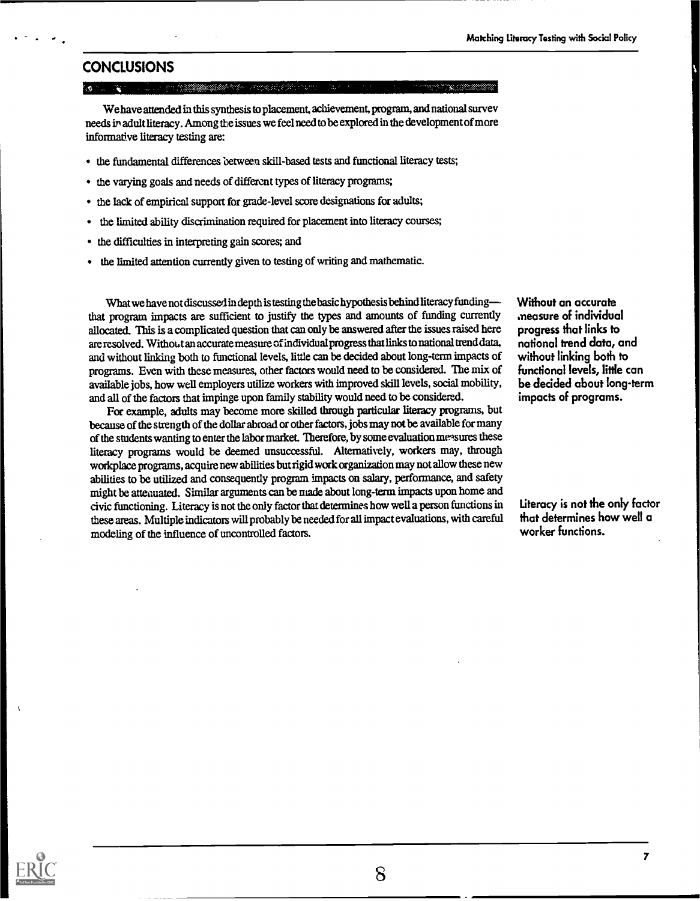## CONCLUSIONS

We have attended in this synthesis to placement, achievement, program, and national survev needs in adult literacy. Among the issues we feel need to be explored in the development of more informative literacy testing are:

- the fundamental differences between skill-based tests and functional literacy tests;
- the varying goals and needs of different types of literacy programs;
- the lack of empirical support for grade-level score designations for adults;
- the limited ability discrimination required for placement into literacy courses;
- the difficulties in interpreting gain scores; and
- the limited attention currently given to testing of writing and mathematic.

What we have not discussed in depth is testing the basic hypothesis behind literacy funding— that program impacts are sufficient to justify the types and amounts of funding currently allocated. This is a complicated question that can only be answered after the issues raised here are resolved. Without an accurate measure of individual progress that links to national trend data, and without linking both to functional levels, little can be decided about long-term impacts of programs. Even with these measures, other factors would need to be considered. The mix of available jobs, how well employers utilize workers with improved skill levels, social mobility, and all of the factors that impinge upon family stability would need to be considered.

**Without an accurate measure of individual progress that links to national trend data, and without linking both to functional levels, little can be decided about long-term impacts of programs.**

For example, adults may become more skilled through particular literacy programs, but because of the strength of the dollar abroad or other factors, jobs may not be available for many of the students wanting to enter the labor market. Therefore, by some evaluation measures these literacy programs would be deemed unsuccessful. Alternatively, workers may, through workplace programs, acquire new abilities but rigid work organization may not allow these new abilities to be utilized and consequently program impacts on salary, performance, and safety might be attenuated. Similar arguments can be made about long-term impacts upon home and civic functioning. Literacy is not the only factor that determines how well a person functions in these areas. Multiple indicators will probably be needed for all impact evaluations, with careful modeling of the influence of uncontrolled factors.

**Literacy is not the only factor that determines how well a worker functions.**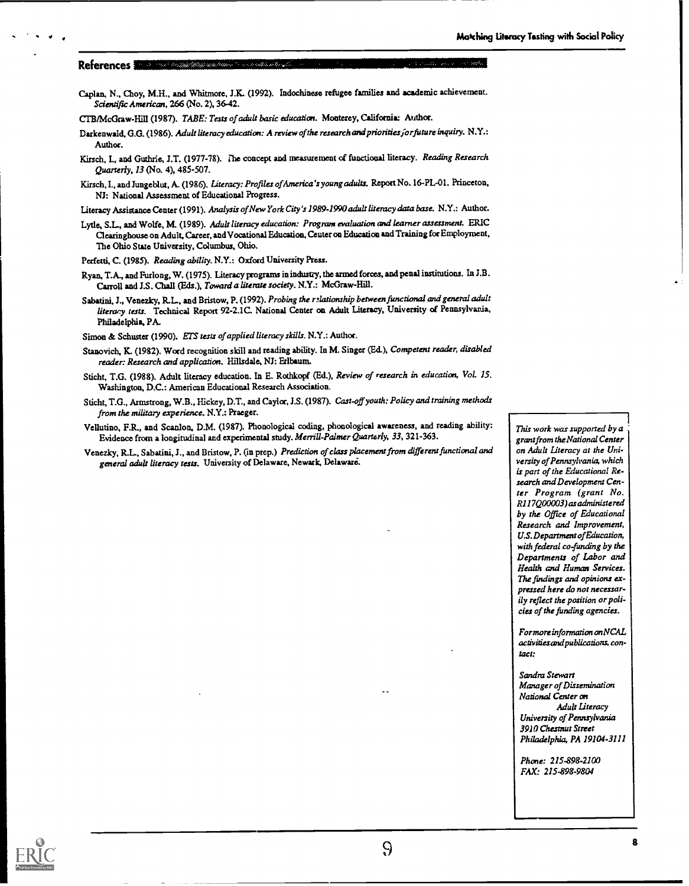## References

Caplan, N., Choy, M.H., and Whitmore, J.K. (1992). Indochinese refugee families and academic achievement. *Scientific American*, 266 (No. 2), 36-42.

CTB/McGraw-Hill (1987). *TABE: Tests of adult basic education*. Monterey, California: Author.

Darkenwald, G.G. (1986). *Adult literacy education: A review of the research and priorities for future inquiry*. N.Y.: Author.

Kirsch, I., and Guthrie, J.T. (1977-78). The concept and measurement of functional literacy. *Reading Research Quarterly*, *13* (No. 4), 485-507.

Kirsch, I., and Jungeblut, A. (1986). *Literacy: Profiles of America's young adults*. Report No. 16-PL-01. Princeton, NJ: National Assessment of Educational Progress.

Literacy Assistance Center (1991). *Analysis of New York City's 1989-1990 adult literacy data base*. N.Y.: Author.

Lytle, S.L., and Wolfe, M. (1989). *Adult literacy education: Program evaluation and learner assessment*. ERIC Clearinghouse on Adult, Career, and Vocational Education, Center on Education and Training for Employment, The Ohio State University, Columbus, Ohio.

Perfetti, C. (1985). *Reading ability*. N.Y.: Oxford University Press.

Ryan, T.A., and Furlong, W. (1975). Literacy programs in industry, the armed forces, and penal institutions. In J.B. Carroll and J.S. Chall (Eds.), *Toward a literate society*. N.Y.: McGraw-Hill.

Sabatini, J., Venezky, R.L., and Bristow, P. (1992). *Probing the relationship between functional and general adult literacy tests*. Technical Report 92-2.1C. National Center on Adult Literacy, University of Pennsylvania, Philadelphia, PA.

Simon & Schuster (1990). *ETS tests of applied literacy skills*. N.Y.: Author.

Stanovich, K. (1982). Word recognition skill and reading ability. In M. Singer (Ed.), *Competent reader, disabled reader: Research and application*. Hillsdale, NJ: Erlbaum.

Sticht, T.G. (1988). Adult literacy education. In E. Rothkopf (Ed.), *Review of research in education, Vol. 15*. Washington, D.C.: American Educational Research Association.

Sticht, T.G., Armstrong, W.B., Hickey, D.T., and Caylor, J.S. (1987). *Cast-off youth: Policy and training methods from the military experience*. N.Y.: Praeger.

Vellutino, F.R., and Scanlon, D.M. (1987). Phonological coding, phonological awareness, and reading ability: Evidence from a longitudinal and experimental study. *Merrill-Palmer Quarterly*, *33*, 321-363.

Venezky, R.L., Sabatini, J., and Bristow, P. (in prep.) *Prediction of class placement from different functional and general adult literacy tests*. University of Delaware, Newark, Delaware.

*This work was supported by a grant from the National Center on Adult Literacy at the University of Pennsylvania, which is part of the Educational Research and Development Center Program (grant No. R117Q00003) as administered by the Office of Educational Research and Improvement, U.S. Department of Education, with federal co-funding by the Departments of Labor and Health and Human Services. The findings and opinions expressed here do not necessarily reflect the position or policies of the funding agencies.*

*For more information on NCAL activities and publications, contact:*

*Sandra Stewart*
*Manager of Dissemination*
*National Center on Adult Literacy*
*University of Pennsylvania*
*3910 Chestnut Street*
*Philadelphia, PA 19104-3111*

*Phone: 215-898-2100*
*FAX: 215-898-9804*